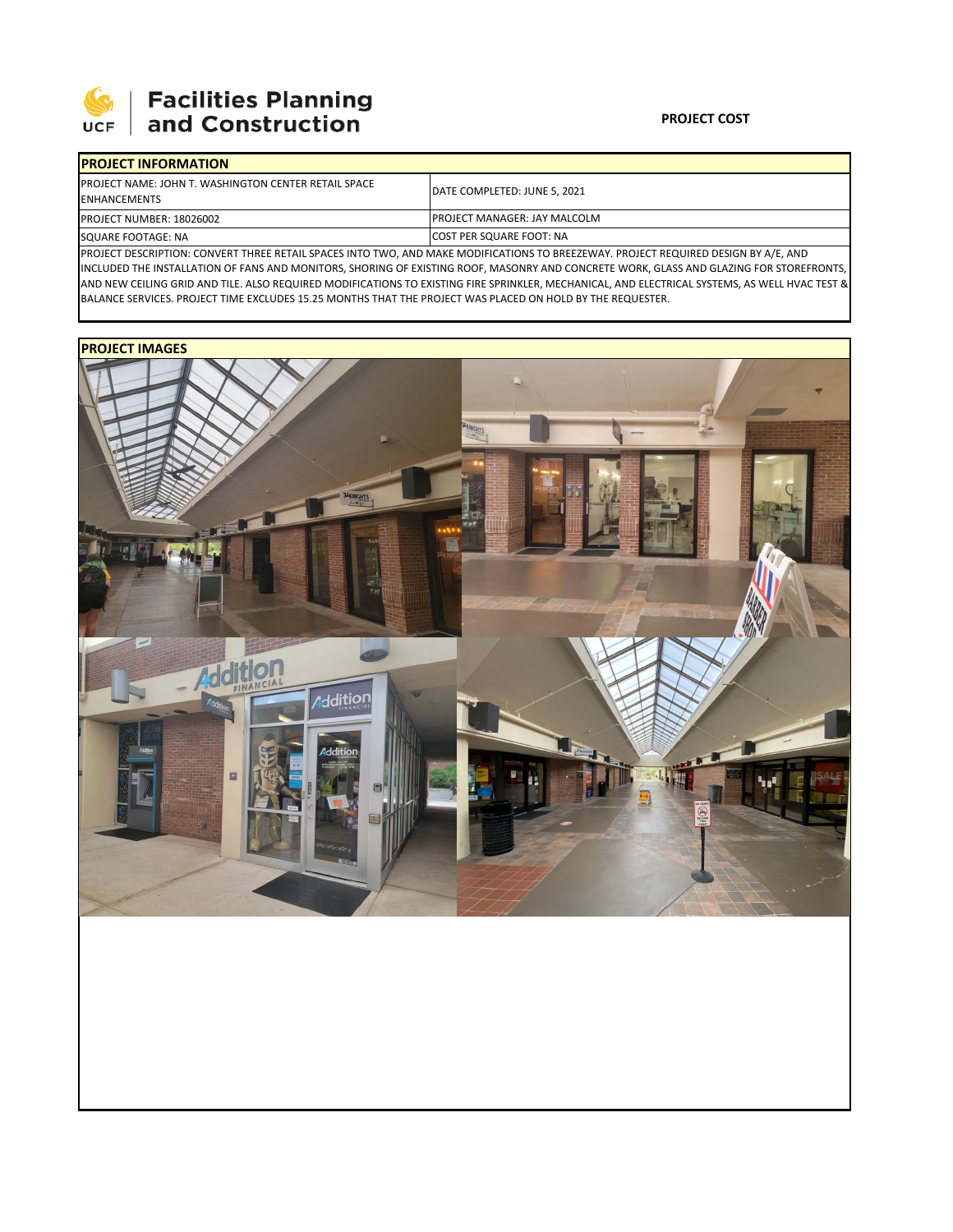**Facilities Planning and Construction**

**PROJECT COST**

| PROJECT INFORMATION | |
|---|---|
| PROJECT NAME: JOHN T. WASHINGTON CENTER RETAIL SPACE ENHANCEMENTS | DATE COMPLETED: JUNE 5, 2021 |
| PROJECT NUMBER: 18026002 | PROJECT MANAGER: JAY MALCOLM |
| SQUARE FOOTAGE: NA | COST PER SQUARE FOOT: NA |

PROJECT DESCRIPTION: CONVERT THREE RETAIL SPACES INTO TWO, AND MAKE MODIFICATIONS TO BREEZEWAY. PROJECT REQUIRED DESIGN BY A/E, AND INCLUDED THE INSTALLATION OF FANS AND MONITORS, SHORING OF EXISTING ROOF, MASONRY AND CONCRETE WORK, GLASS AND GLAZING FOR STOREFRONTS, AND NEW CEILING GRID AND TILE. ALSO REQUIRED MODIFICATIONS TO EXISTING FIRE SPRINKLER, MECHANICAL, AND ELECTRICAL SYSTEMS, AS WELL HVAC TEST & BALANCE SERVICES. PROJECT TIME EXCLUDES 15.25 MONTHS THAT THE PROJECT WAS PLACED ON HOLD BY THE REQUESTER.

**PROJECT IMAGES**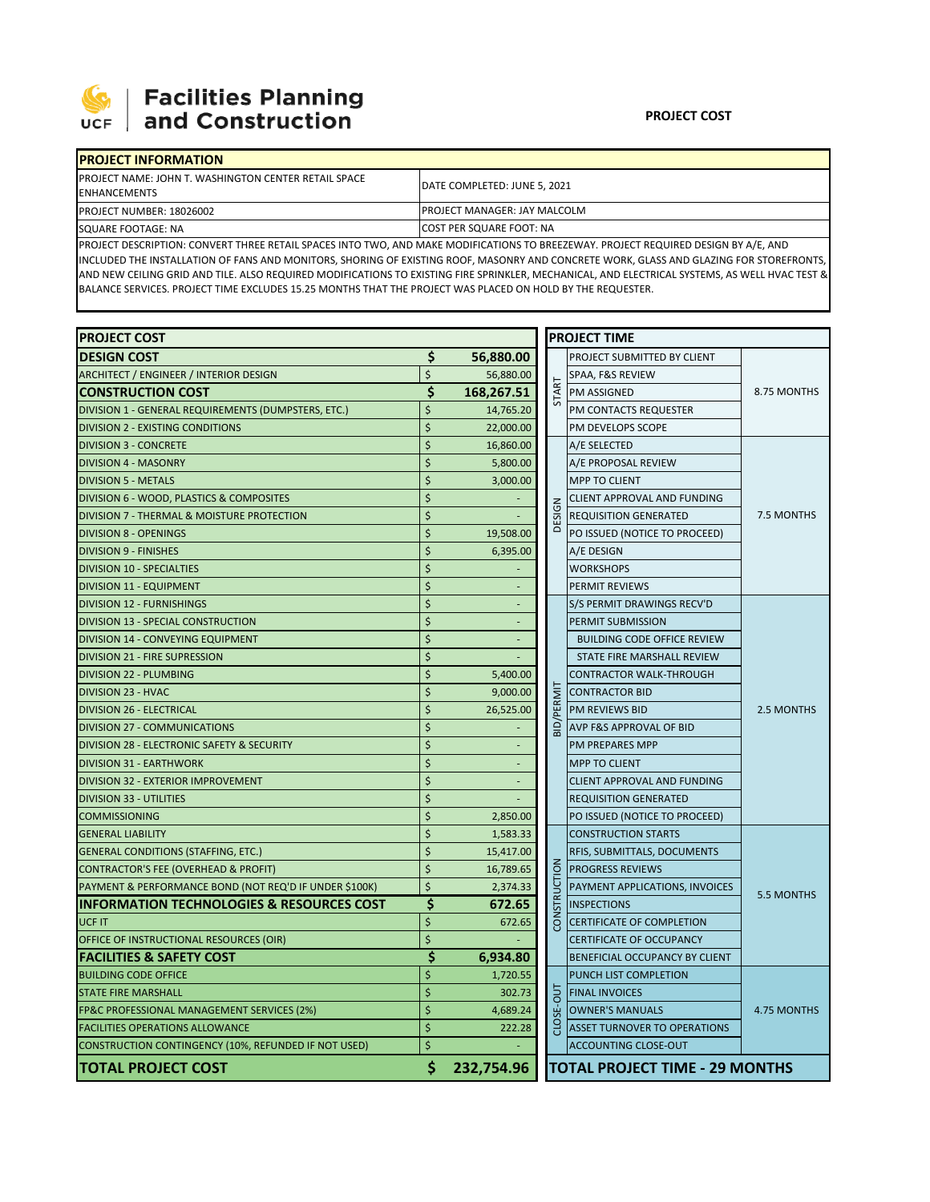Facilities Planning and Construction

**PROJECT COST**

| PROJECT INFORMATION | |
|---|---|
| PROJECT NAME: JOHN T. WASHINGTON CENTER RETAIL SPACE ENHANCEMENTS | DATE COMPLETED: JUNE 5, 2021 |
| PROJECT NUMBER: 18026002 | PROJECT MANAGER: JAY MALCOLM |
| SQUARE FOOTAGE: NA | COST PER SQUARE FOOT: NA |

PROJECT DESCRIPTION: CONVERT THREE RETAIL SPACES INTO TWO, AND MAKE MODIFICATIONS TO BREEZEWAY. PROJECT REQUIRED DESIGN BY A/E, AND INCLUDED THE INSTALLATION OF FANS AND MONITORS, SHORING OF EXISTING ROOF, MASONRY AND CONCRETE WORK, GLASS AND GLAZING FOR STOREFRONTS, AND NEW CEILING GRID AND TILE. ALSO REQUIRED MODIFICATIONS TO EXISTING FIRE SPRINKLER, MECHANICAL, AND ELECTRICAL SYSTEMS, AS WELL HVAC TEST & BALANCE SERVICES. PROJECT TIME EXCLUDES 15.25 MONTHS THAT THE PROJECT WAS PLACED ON HOLD BY THE REQUESTER.

| PROJECT COST | |
|---|---|
| **DESIGN COST** | **$ 56,880.00** |
| ARCHITECT / ENGINEER / INTERIOR DESIGN | $ 56,880.00 |
| **CONSTRUCTION COST** | **$ 168,267.51** |
| DIVISION 1 - GENERAL REQUIREMENTS (DUMPSTERS, ETC.) | $ 14,765.20 |
| DIVISION 2 - EXISTING CONDITIONS | $ 22,000.00 |
| DIVISION 3 - CONCRETE | $ 16,860.00 |
| DIVISION 4 - MASONRY | $ 5,800.00 |
| DIVISION 5 - METALS | $ 3,000.00 |
| DIVISION 6 - WOOD, PLASTICS & COMPOSITES | $ - |
| DIVISION 7 - THERMAL & MOISTURE PROTECTION | $ - |
| DIVISION 8 - OPENINGS | $ 19,508.00 |
| DIVISION 9 - FINISHES | $ 6,395.00 |
| DIVISION 10 - SPECIALTIES | $ - |
| DIVISION 11 - EQUIPMENT | $ - |
| DIVISION 12 - FURNISHINGS | $ - |
| DIVISION 13 - SPECIAL CONSTRUCTION | $ - |
| DIVISION 14 - CONVEYING EQUIPMENT | $ - |
| DIVISION 21 - FIRE SUPRESSION | $ - |
| DIVISION 22 - PLUMBING | $ 5,400.00 |
| DIVISION 23 - HVAC | $ 9,000.00 |
| DIVISION 26 - ELECTRICAL | $ 26,525.00 |
| DIVISION 27 - COMMUNICATIONS | $ - |
| DIVISION 28 - ELECTRONIC SAFETY & SECURITY | $ - |
| DIVISION 31 - EARTHWORK | $ - |
| DIVISION 32 - EXTERIOR IMPROVEMENT | $ - |
| DIVISION 33 - UTILITIES | $ - |
| COMMISSIONING | $ 2,850.00 |
| GENERAL LIABILITY | $ 1,583.33 |
| GENERAL CONDITIONS (STAFFING, ETC.) | $ 15,417.00 |
| CONTRACTOR'S FEE (OVERHEAD & PROFIT) | $ 16,789.65 |
| PAYMENT & PERFORMANCE BOND (NOT REQ'D IF UNDER $100K) | $ 2,374.33 |
| **INFORMATION TECHNOLOGIES & RESOURCES COST** | **$ 672.65** |
| UCF IT | $ 672.65 |
| OFFICE OF INSTRUCTIONAL RESOURCES (OIR) | $ - |
| **FACILITIES & SAFETY COST** | **$ 6,934.80** |
| BUILDING CODE OFFICE | $ 1,720.55 |
| STATE FIRE MARSHALL | $ 302.73 |
| FP&C PROFESSIONAL MANAGEMENT SERVICES (2%) | $ 4,689.24 |
| FACILITIES OPERATIONS ALLOWANCE | $ 222.28 |
| CONSTRUCTION CONTINGENCY (10%, REFUNDED IF NOT USED) | $ - |
| **TOTAL PROJECT COST** | **$ 232,754.96** |

| PROJECT TIME | | |
|---|---|---|
| START | PROJECT SUBMITTED BY CLIENT | 8.75 MONTHS |
| | SPAA, F&S REVIEW | |
| | PM ASSIGNED | |
| | PM CONTACTS REQUESTER | |
| | PM DEVELOPS SCOPE | |
| DESIGN | A/E SELECTED | 7.5 MONTHS |
| | A/E PROPOSAL REVIEW | |
| | MPP TO CLIENT | |
| | CLIENT APPROVAL AND FUNDING | |
| | REQUISITION GENERATED | |
| | PO ISSUED (NOTICE TO PROCEED) | |
| | A/E DESIGN | |
| | WORKSHOPS | |
| | PERMIT REVIEWS | |
| BID/PERMIT | S/S PERMIT DRAWINGS RECV'D | 2.5 MONTHS |
| | PERMIT SUBMISSION | |
| | BUILDING CODE OFFICE REVIEW | |
| | STATE FIRE MARSHALL REVIEW | |
| | CONTRACTOR WALK-THROUGH | |
| | CONTRACTOR BID | |
| | PM REVIEWS BID | |
| | AVP F&S APPROVAL OF BID | |
| | PM PREPARES MPP | |
| | MPP TO CLIENT | |
| | CLIENT APPROVAL AND FUNDING | |
| | REQUISITION GENERATED | |
| | PO ISSUED (NOTICE TO PROCEED) | |
| CONSTRUCTION | CONSTRUCTION STARTS | 5.5 MONTHS |
| | RFIS, SUBMITTALS, DOCUMENTS | |
| | PROGRESS REVIEWS | |
| | PAYMENT APPLICATIONS, INVOICES | |
| | INSPECTIONS | |
| | CERTIFICATE OF COMPLETION | |
| | CERTIFICATE OF OCCUPANCY | |
| | BENEFICIAL OCCUPANCY BY CLIENT | |
| CLOSE-OUT | PUNCH LIST COMPLETION | 4.75 MONTHS |
| | FINAL INVOICES | |
| | OWNER'S MANUALS | |
| | ASSET TURNOVER TO OPERATIONS | |
| | ACCOUNTING CLOSE-OUT | |
| **TOTAL PROJECT TIME - 29 MONTHS** | | |